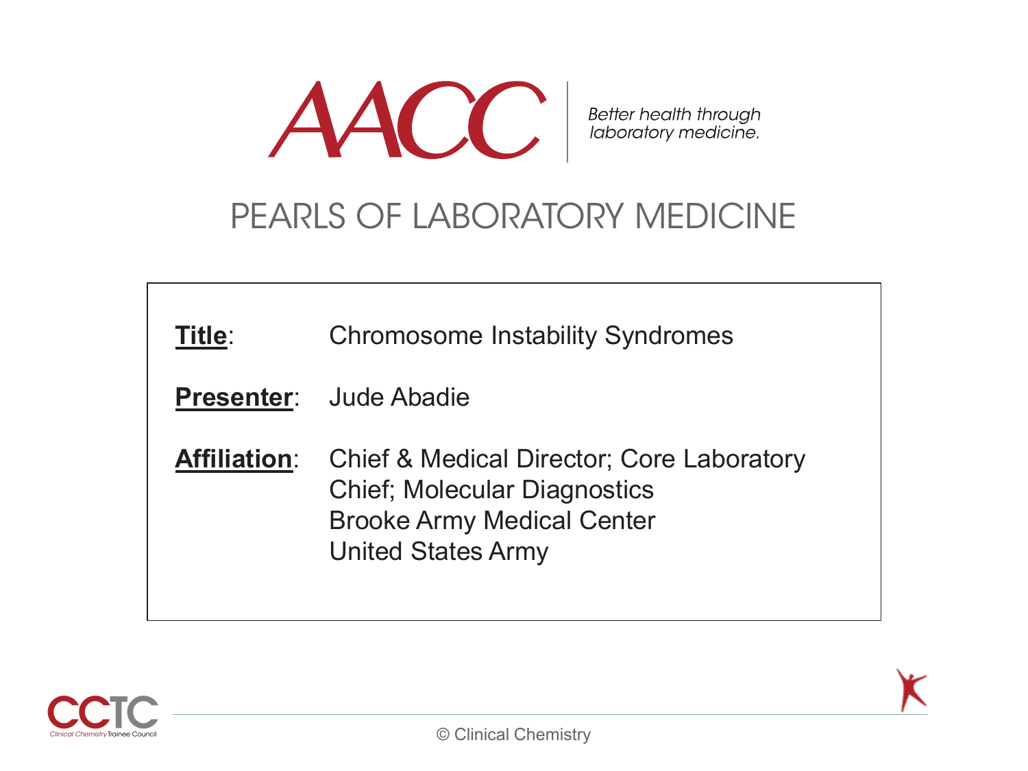AACC

*Better health through laboratory medicine.*

# PEARLS OF LABORATORY MEDICINE

**Title**: Chromosome Instability Syndromes

**Presenter**: Jude Abadie

**Affiliation**: Chief & Medical Director; Core Laboratory
Chief; Molecular Diagnostics
Brooke Army Medical Center
United States Army

CCTC *Clinical Chemistry* Trainee Council

© Clinical Chemistry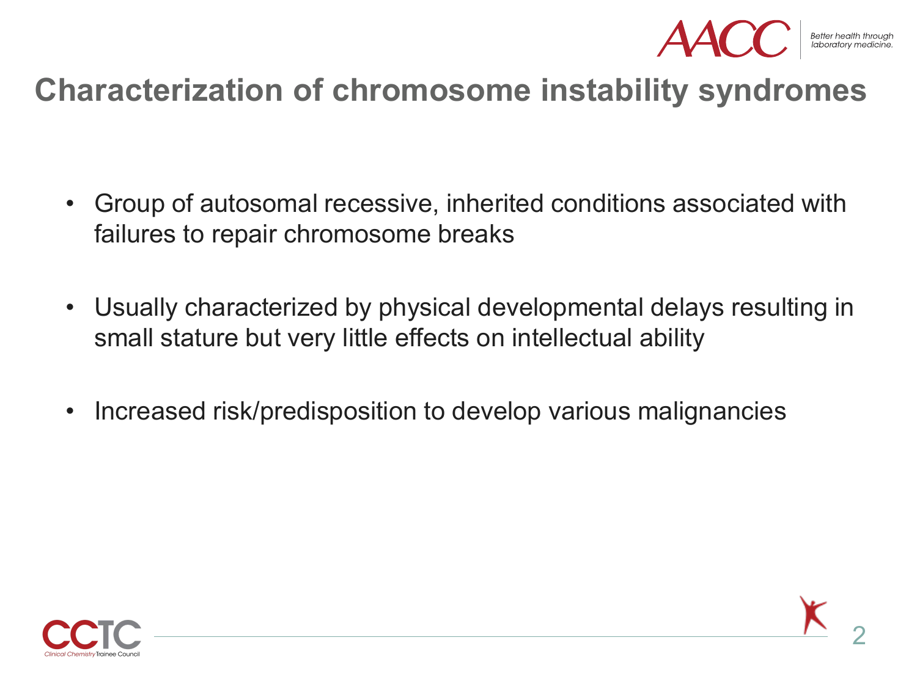# Characterization of chromosome instability syndromes

- Group of autosomal recessive, inherited conditions associated with failures to repair chromosome breaks
- Usually characterized by physical developmental delays resulting in small stature but very little effects on intellectual ability
- Increased risk/predisposition to develop various malignancies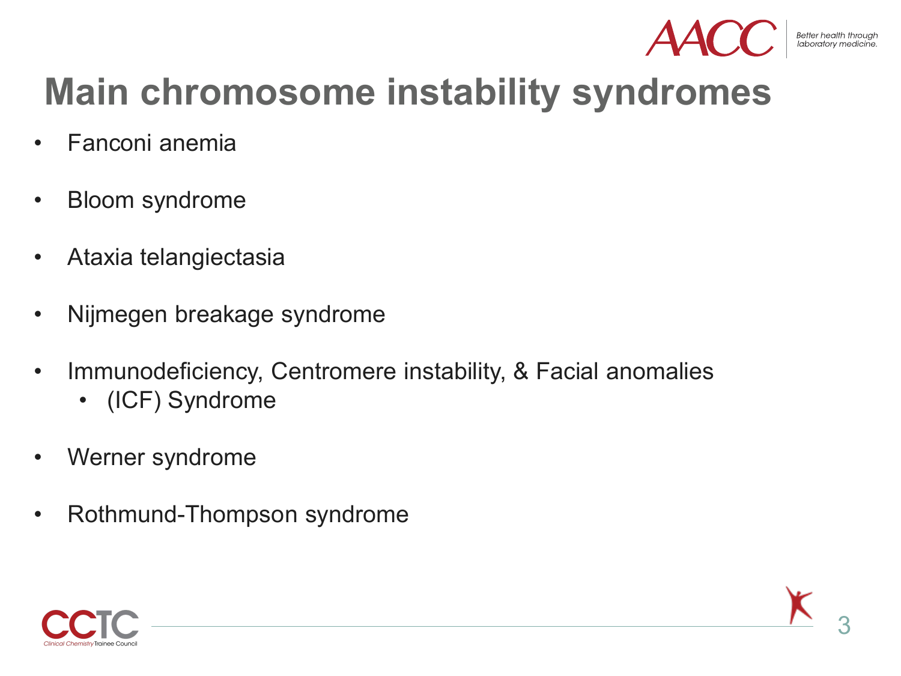# Main chromosome instability syndromes

- Fanconi anemia
- Bloom syndrome
- Ataxia telangiectasia
- Nijmegen breakage syndrome
- Immunodeficiency, Centromere instability, & Facial anomalies
  - (ICF) Syndrome
- Werner syndrome
- Rothmund-Thompson syndrome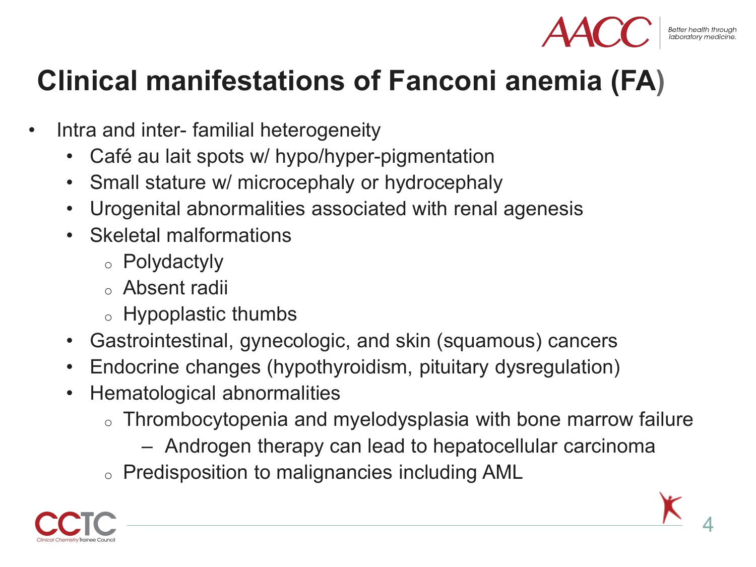# Clinical manifestations of Fanconi anemia (FA)

- Intra and inter- familial heterogeneity
  - Café au lait spots w/ hypo/hyper-pigmentation
  - Small stature w/ microcephaly or hydrocephaly
  - Urogenital abnormalities associated with renal agenesis
  - Skeletal malformations
    - Polydactyly
    - Absent radii
    - Hypoplastic thumbs
  - Gastrointestinal, gynecologic, and skin (squamous) cancers
  - Endocrine changes (hypothyroidism, pituitary dysregulation)
  - Hematological abnormalities
    - Thrombocytopenia and myelodysplasia with bone marrow failure
      - Androgen therapy can lead to hepatocellular carcinoma
    - Predisposition to malignancies including AML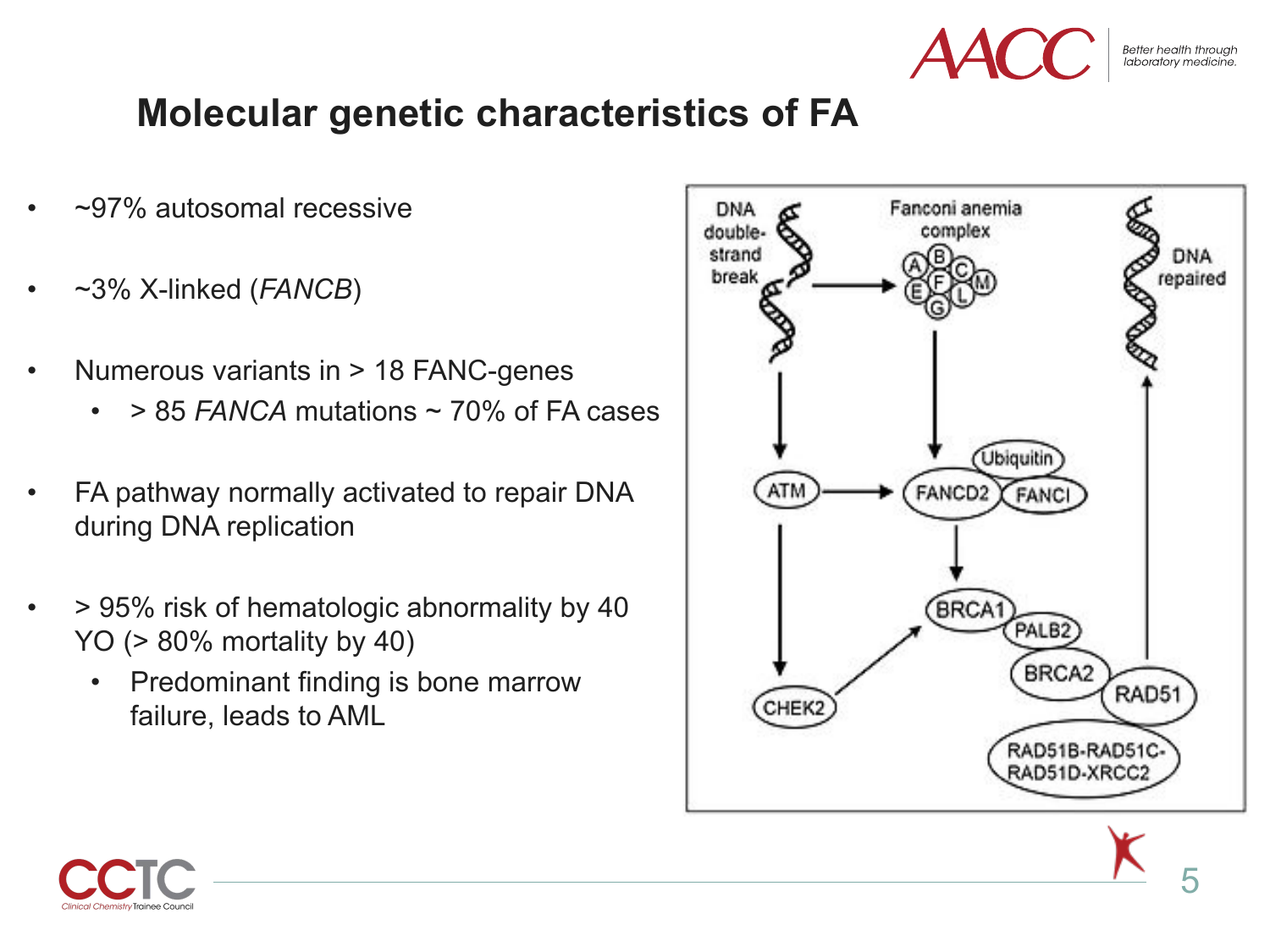# Molecular genetic characteristics of FA

- ~97% autosomal recessive
- ~3% X-linked (*FANCB*)
- Numerous variants in > 18 FANC-genes
  - > 85 *FANCA* mutations ~ 70% of FA cases
- FA pathway normally activated to repair DNA during DNA replication
- > 95% risk of hematologic abnormality by 40 YO (> 80% mortality by 40)
  - Predominant finding is bone marrow failure, leads to AML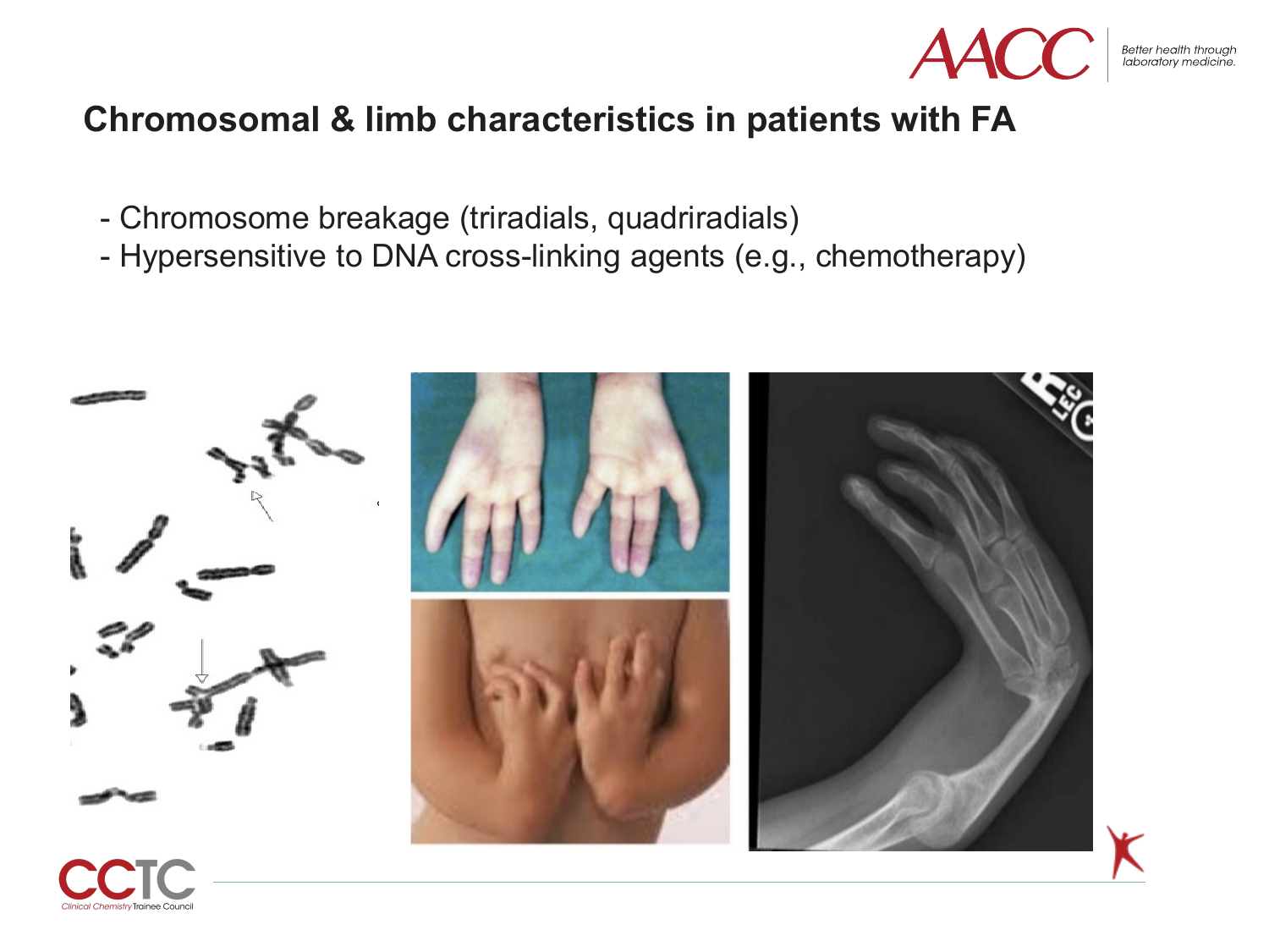## Chromosomal & limb characteristics in patients with FA

- Chromosome breakage (triradials, quadriradials)
- Hypersensitive to DNA cross-linking agents (e.g., chemotherapy)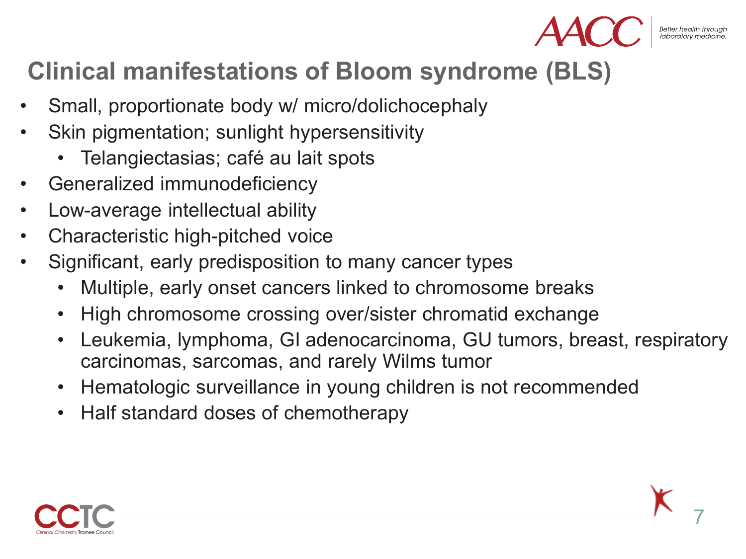# Clinical manifestations of Bloom syndrome (BLS)

- Small, proportionate body w/ micro/dolichocephaly
- Skin pigmentation; sunlight hypersensitivity
  - Telangiectasias; café au lait spots
- Generalized immunodeficiency
- Low-average intellectual ability
- Characteristic high-pitched voice
- Significant, early predisposition to many cancer types
  - Multiple, early onset cancers linked to chromosome breaks
  - High chromosome crossing over/sister chromatid exchange
  - Leukemia, lymphoma, GI adenocarcinoma, GU tumors, breast, respiratory carcinomas, sarcomas, and rarely Wilms tumor
  - Hematologic surveillance in young children is not recommended
  - Half standard doses of chemotherapy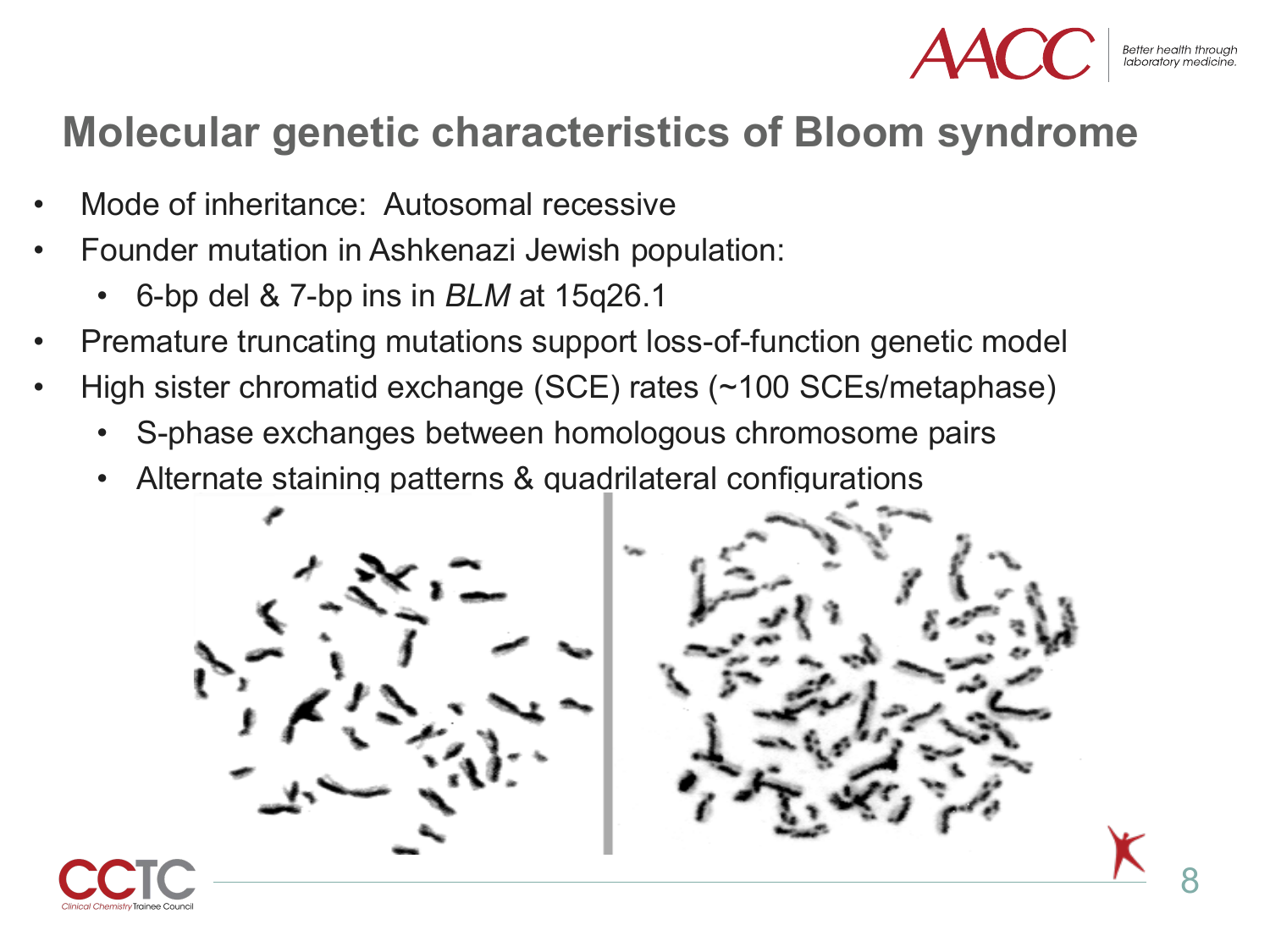# Molecular genetic characteristics of Bloom syndrome

- Mode of inheritance: Autosomal recessive
- Founder mutation in Ashkenazi Jewish population:
  - 6-bp del & 7-bp ins in *BLM* at 15q26.1
- Premature truncating mutations support loss-of-function genetic model
- High sister chromatid exchange (SCE) rates (~100 SCEs/metaphase)
  - S-phase exchanges between homologous chromosome pairs
  - Alternate staining patterns & quadrilateral configurations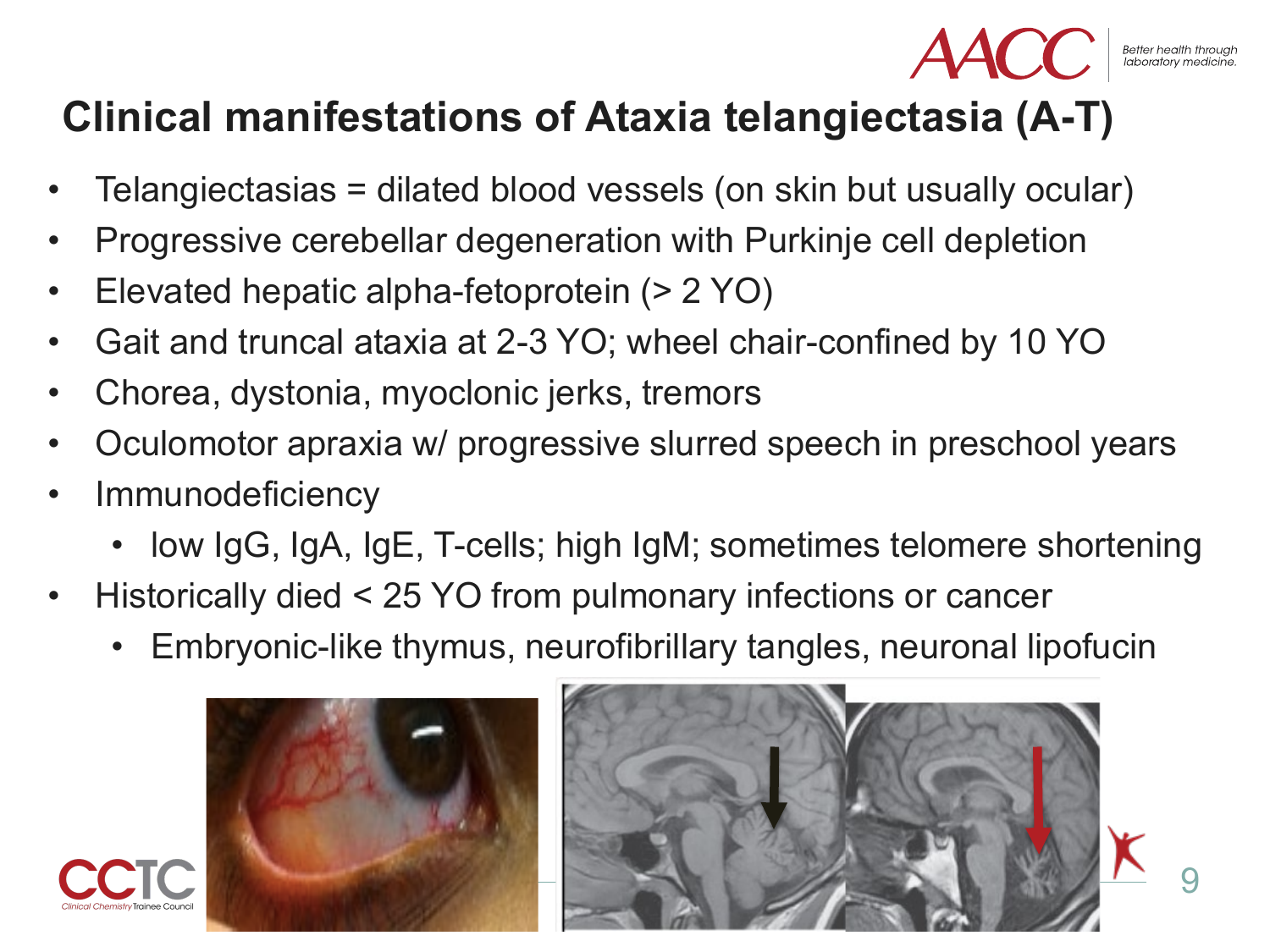# Clinical manifestations of Ataxia telangiectasia (A-T)

- Telangiectasias = dilated blood vessels (on skin but usually ocular)
- Progressive cerebellar degeneration with Purkinje cell depletion
- Elevated hepatic alpha-fetoprotein (> 2 YO)
- Gait and truncal ataxia at 2-3 YO; wheel chair-confined by 10 YO
- Chorea, dystonia, myoclonic jerks, tremors
- Oculomotor apraxia w/ progressive slurred speech in preschool years
- Immunodeficiency
  - low IgG, IgA, IgE, T-cells; high IgM; sometimes telomere shortening
- Historically died < 25 YO from pulmonary infections or cancer
  - Embryonic-like thymus, neurofibrillary tangles, neuronal lipofucin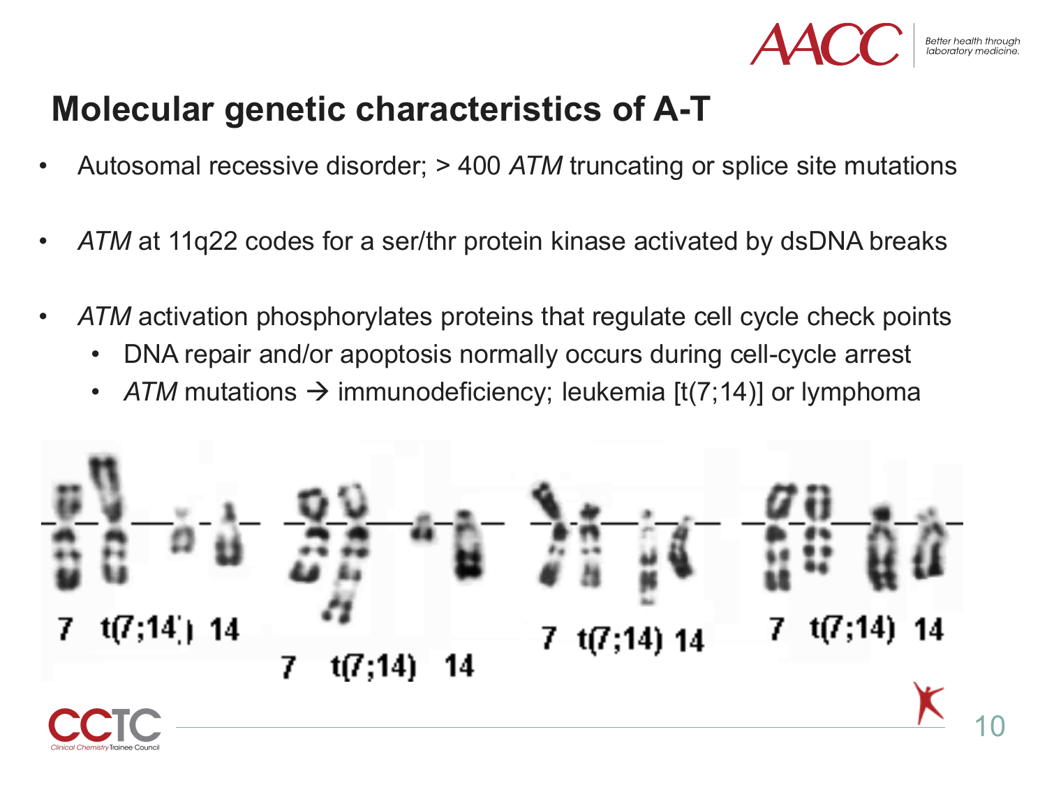# Molecular genetic characteristics of A-T

- Autosomal recessive disorder; > 400 *ATM* truncating or splice site mutations
- *ATM* at 11q22 codes for a ser/thr protein kinase activated by dsDNA breaks
- *ATM* activation phosphorylates proteins that regulate cell cycle check points
  - DNA repair and/or apoptosis normally occurs during cell-cycle arrest
  - *ATM* mutations → immunodeficiency; leukemia [t(7;14)] or lymphoma

7 t(7;14) 14

7 t(7;14) 14

7 t(7;14) 14

7 t(7;14) 14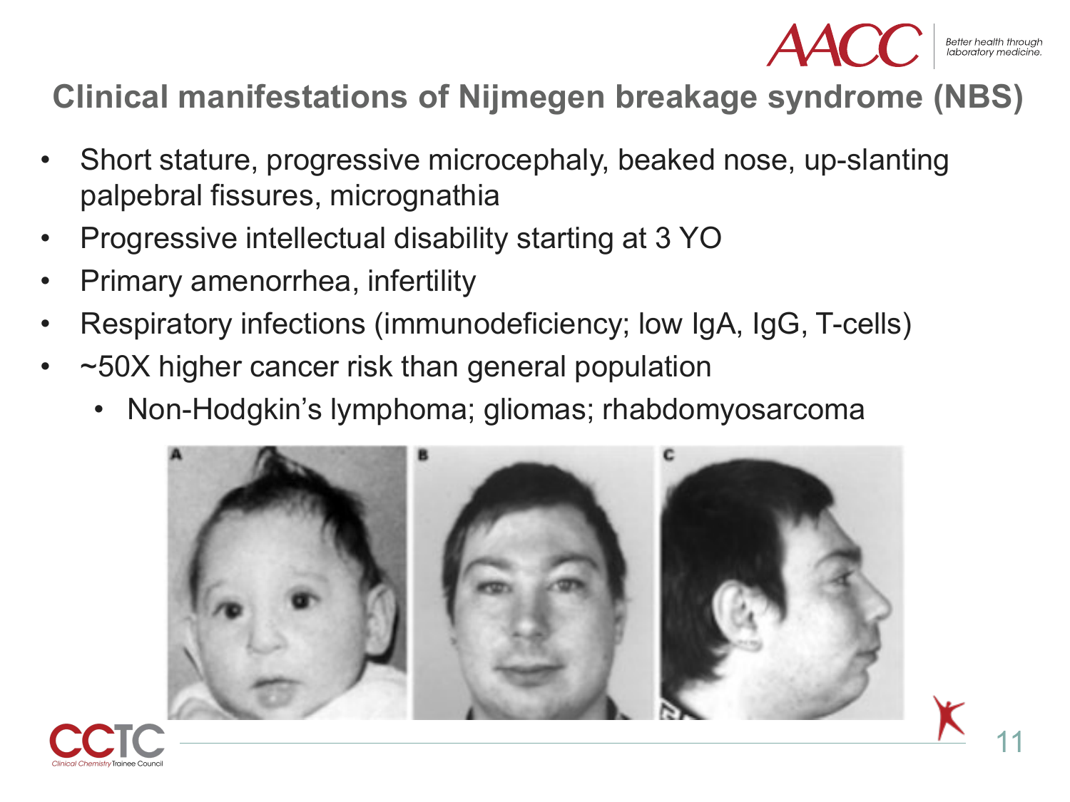# Clinical manifestations of Nijmegen breakage syndrome (NBS)

- Short stature, progressive microcephaly, beaked nose, up-slanting palpebral fissures, micrognathia
- Progressive intellectual disability starting at 3 YO
- Primary amenorrhea, infertility
- Respiratory infections (immunodeficiency; low IgA, IgG, T-cells)
- ~50X higher cancer risk than general population
  - Non-Hodgkin's lymphoma; gliomas; rhabdomyosarcoma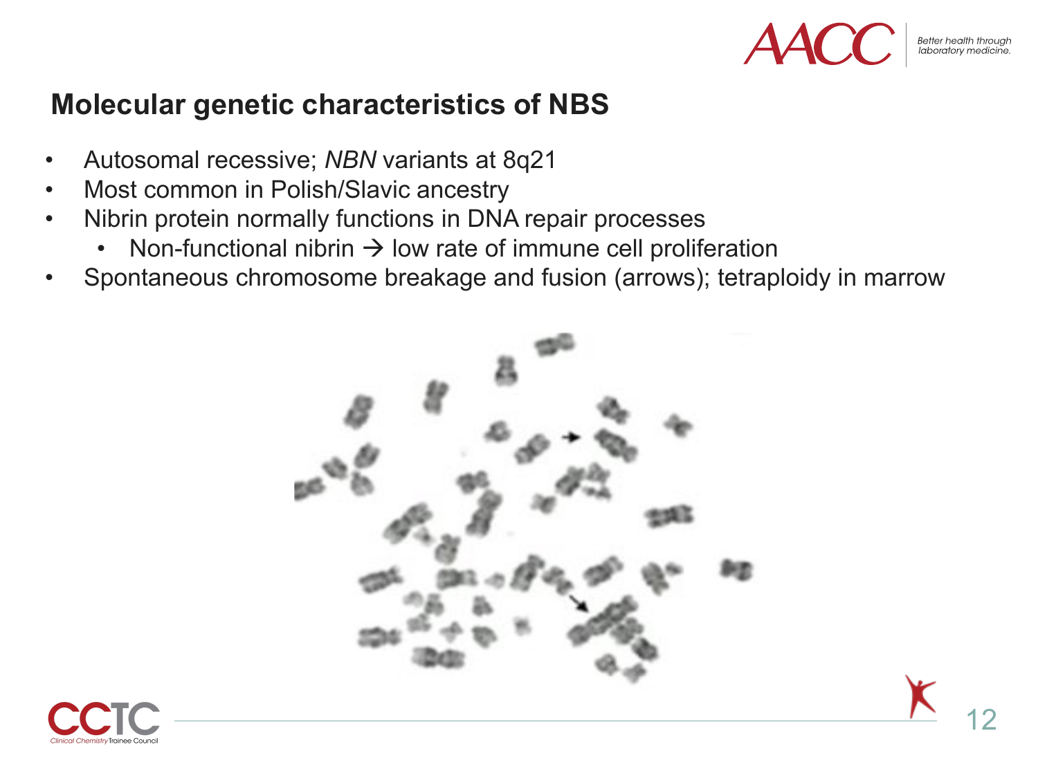## Molecular genetic characteristics of NBS

- Autosomal recessive; *NBN* variants at 8q21
- Most common in Polish/Slavic ancestry
- Nibrin protein normally functions in DNA repair processes
  - Non-functional nibrin → low rate of immune cell proliferation
- Spontaneous chromosome breakage and fusion (arrows); tetraploidy in marrow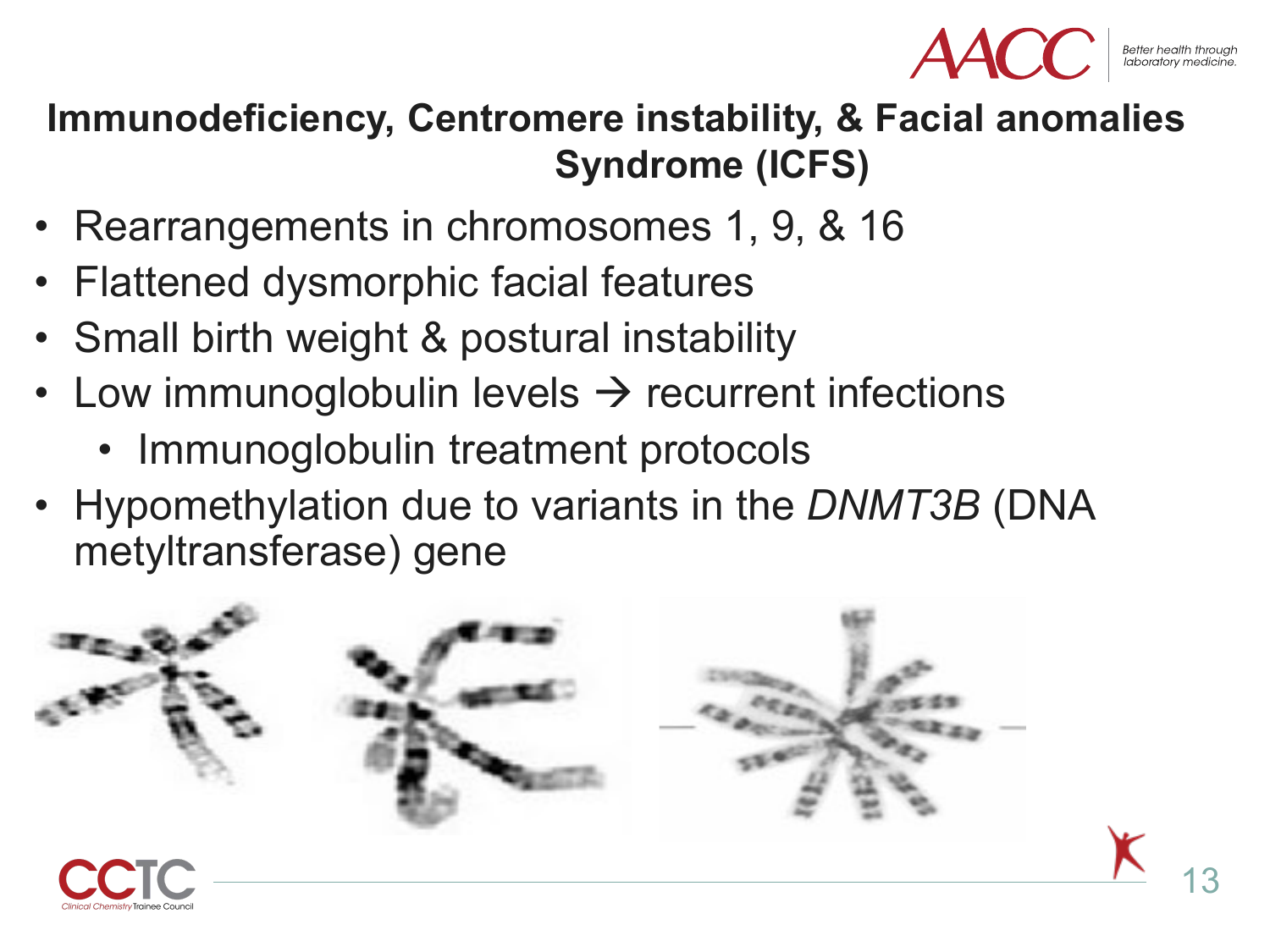# Immunodeficiency, Centromere instability, & Facial anomalies Syndrome (ICFS)

- Rearrangements in chromosomes 1, 9, & 16
- Flattened dysmorphic facial features
- Small birth weight & postural instability
- Low immunoglobulin levels → recurrent infections
  - Immunoglobulin treatment protocols
- Hypomethylation due to variants in the *DNMT3B* (DNA metyltransferase) gene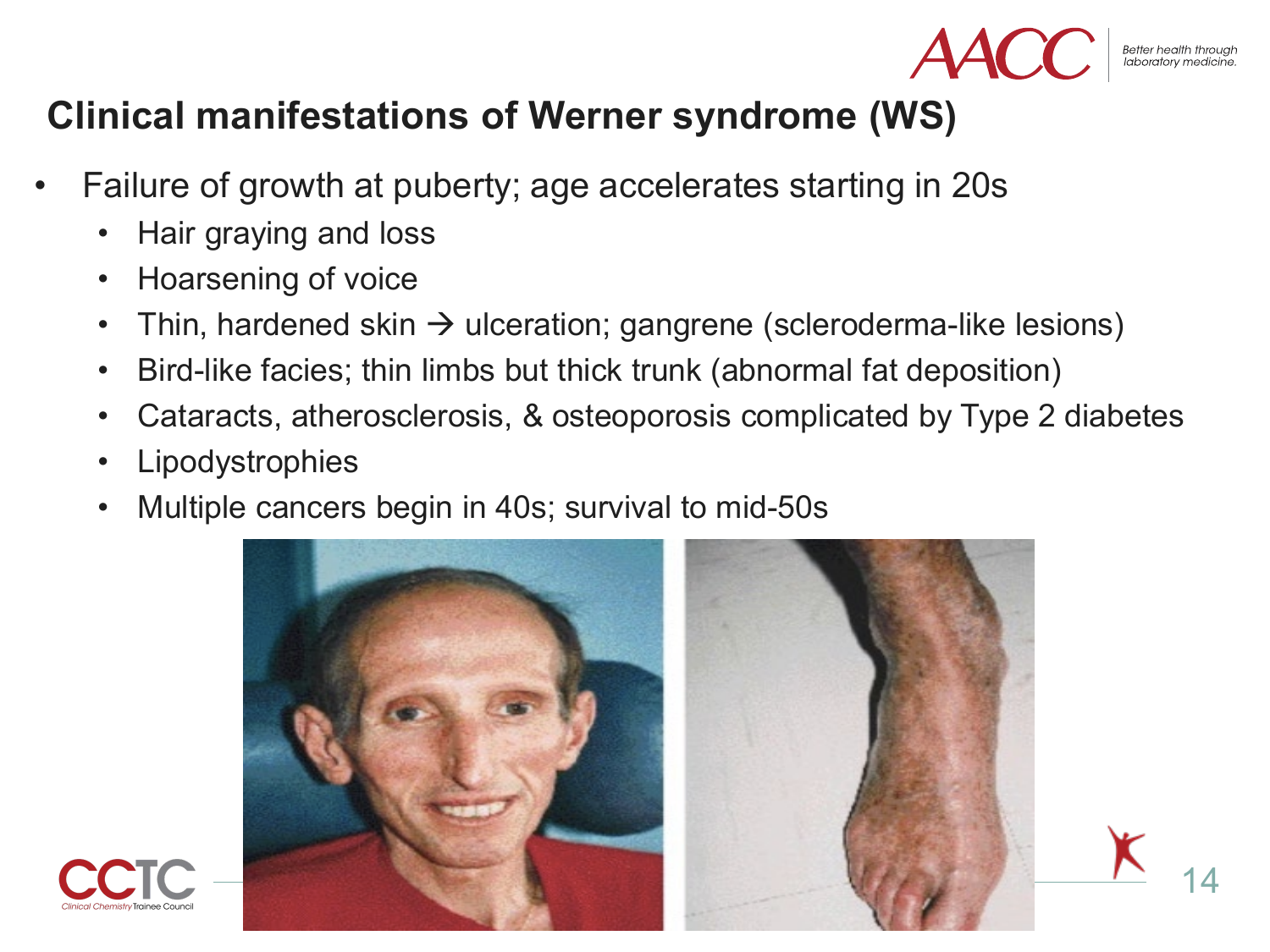## Clinical manifestations of Werner syndrome (WS)

- Failure of growth at puberty; age accelerates starting in 20s
  - Hair graying and loss
  - Hoarsening of voice
  - Thin, hardened skin → ulceration; gangrene (scleroderma-like lesions)
  - Bird-like facies; thin limbs but thick trunk (abnormal fat deposition)
  - Cataracts, atherosclerosis, & osteoporosis complicated by Type 2 diabetes
  - Lipodystrophies
  - Multiple cancers begin in 40s; survival to mid-50s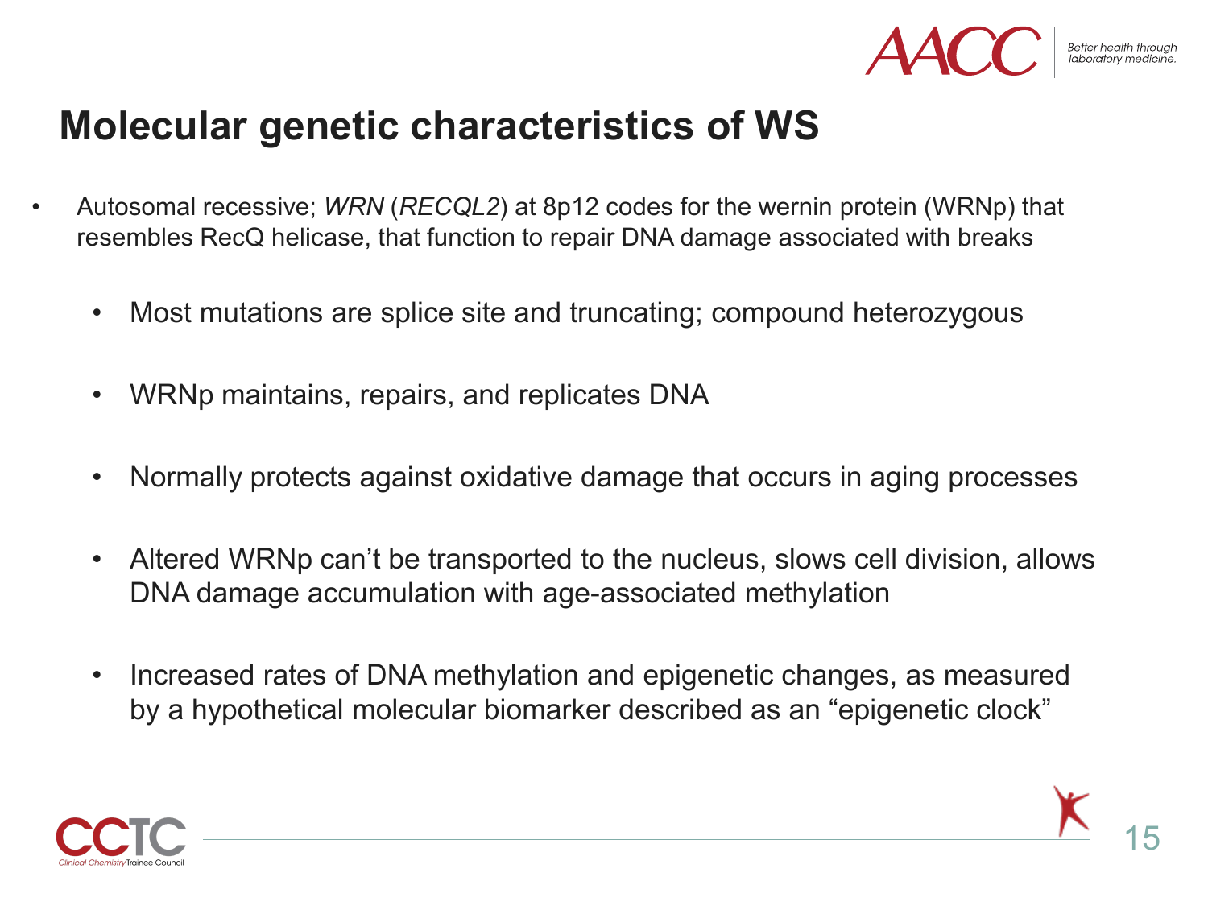# Molecular genetic characteristics of WS

- Autosomal recessive; *WRN* (*RECQL2*) at 8p12 codes for the wernin protein (WRNp) that resembles RecQ helicase, that function to repair DNA damage associated with breaks
  - Most mutations are splice site and truncating; compound heterozygous
  - WRNp maintains, repairs, and replicates DNA
  - Normally protects against oxidative damage that occurs in aging processes
  - Altered WRNp can't be transported to the nucleus, slows cell division, allows DNA damage accumulation with age-associated methylation
  - Increased rates of DNA methylation and epigenetic changes, as measured by a hypothetical molecular biomarker described as an "epigenetic clock"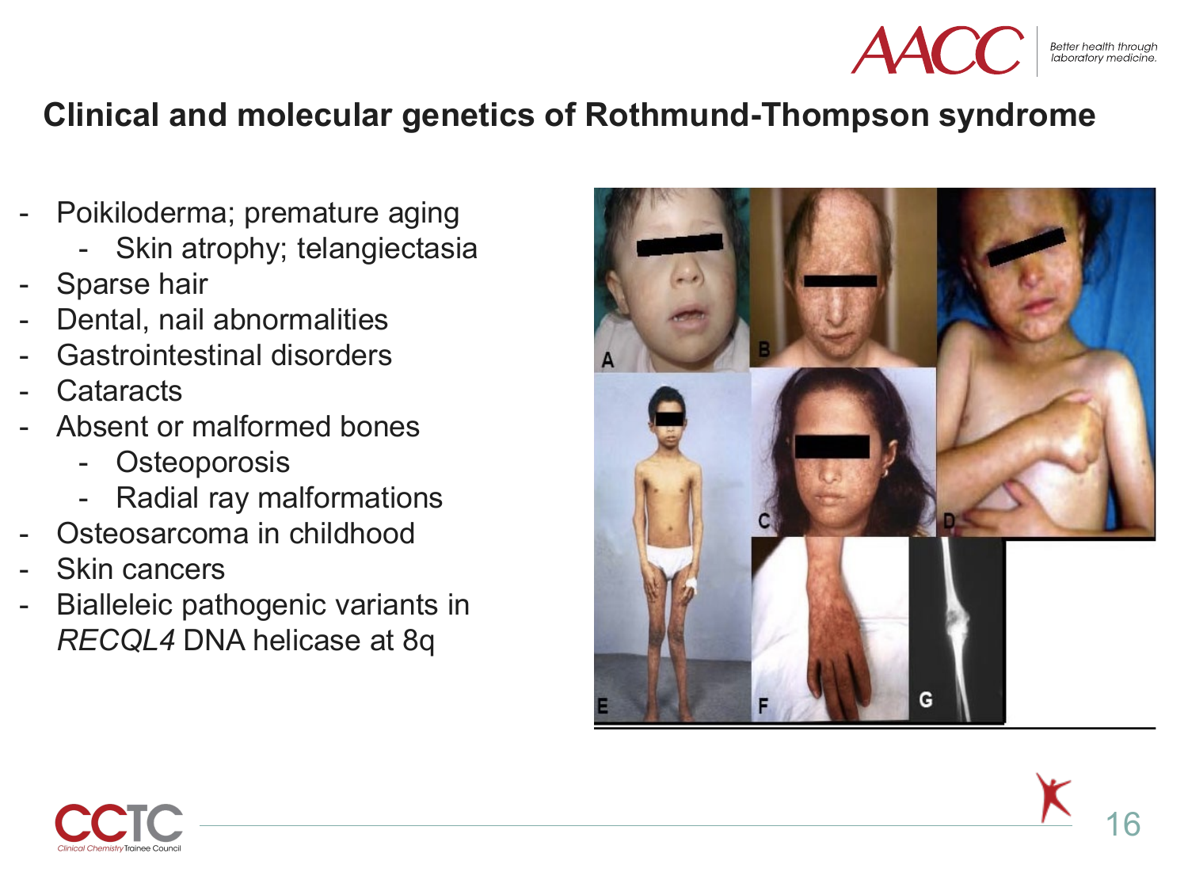# Clinical and molecular genetics of Rothmund-Thompson syndrome

- Poikiloderma; premature aging
  - Skin atrophy; telangiectasia
- Sparse hair
- Dental, nail abnormalities
- Gastrointestinal disorders
- Cataracts
- Absent or malformed bones
  - Osteoporosis
  - Radial ray malformations
- Osteosarcoma in childhood
- Skin cancers
- Bialleleic pathogenic variants in *RECQL4* DNA helicase at 8q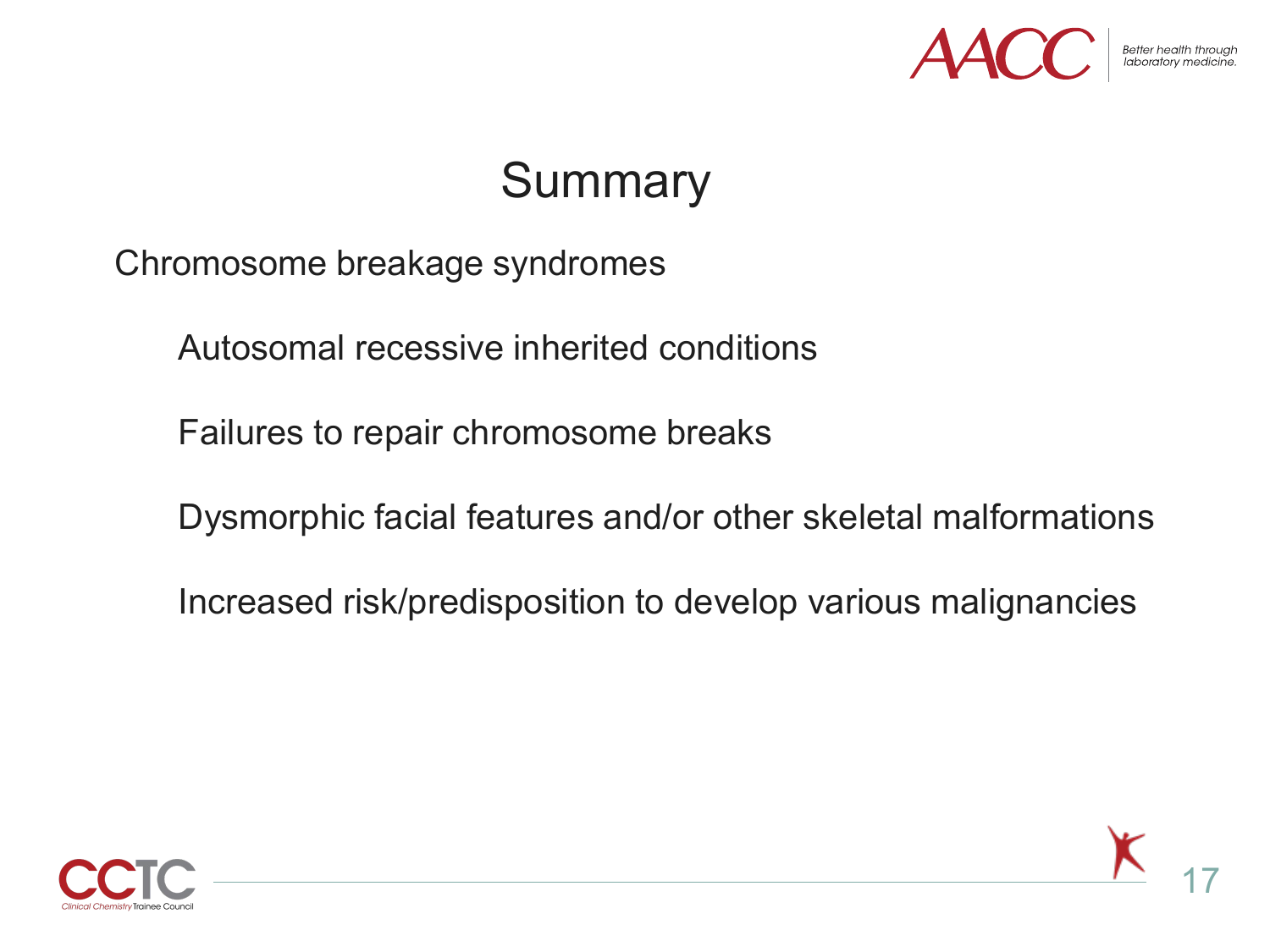# Summary

Chromosome breakage syndromes

- Autosomal recessive inherited conditions
- Failures to repair chromosome breaks
- Dysmorphic facial features and/or other skeletal malformations
- Increased risk/predisposition to develop various malignancies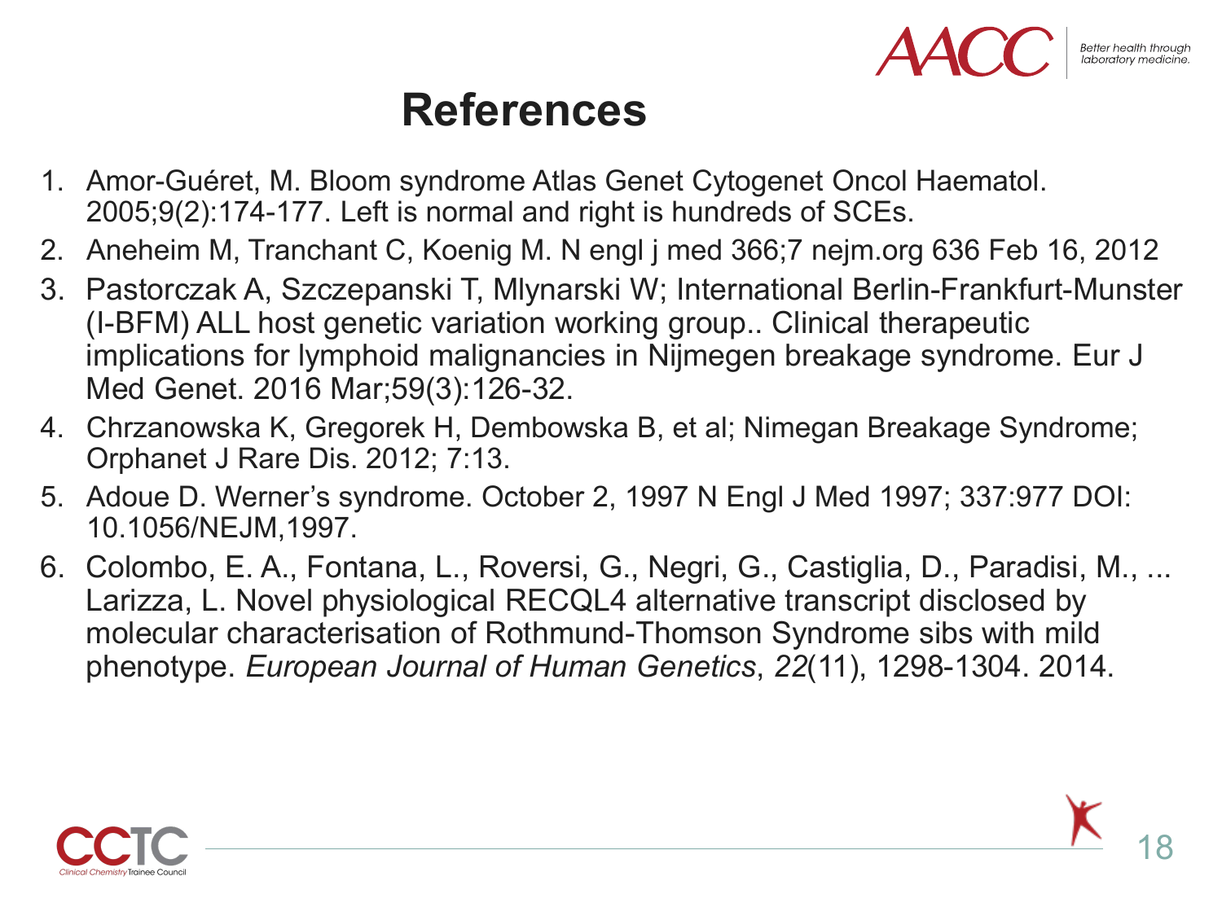# References

1. Amor-Guéret, M. Bloom syndrome Atlas Genet Cytogenet Oncol Haematol. 2005;9(2):174-177. Left is normal and right is hundreds of SCEs.
2. Aneheim M, Tranchant C, Koenig M. N engl j med 366;7 nejm.org 636 Feb 16, 2012
3. Pastorczak A, Szczepanski T, Mlynarski W; International Berlin-Frankfurt-Munster (I-BFM) ALL host genetic variation working group.. Clinical therapeutic implications for lymphoid malignancies in Nijmegen breakage syndrome. Eur J Med Genet. 2016 Mar;59(3):126-32.
4. Chrzanowska K, Gregorek H, Dembowska B, et al; Nimegan Breakage Syndrome; Orphanet J Rare Dis. 2012; 7:13.
5. Adoue D. Werner's syndrome. October 2, 1997 N Engl J Med 1997; 337:977 DOI: 10.1056/NEJM,1997.
6. Colombo, E. A., Fontana, L., Roversi, G., Negri, G., Castiglia, D., Paradisi, M., ... Larizza, L. Novel physiological RECQL4 alternative transcript disclosed by molecular characterisation of Rothmund-Thomson Syndrome sibs with mild phenotype. *European Journal of Human Genetics*, *22*(11), 1298-1304. 2014.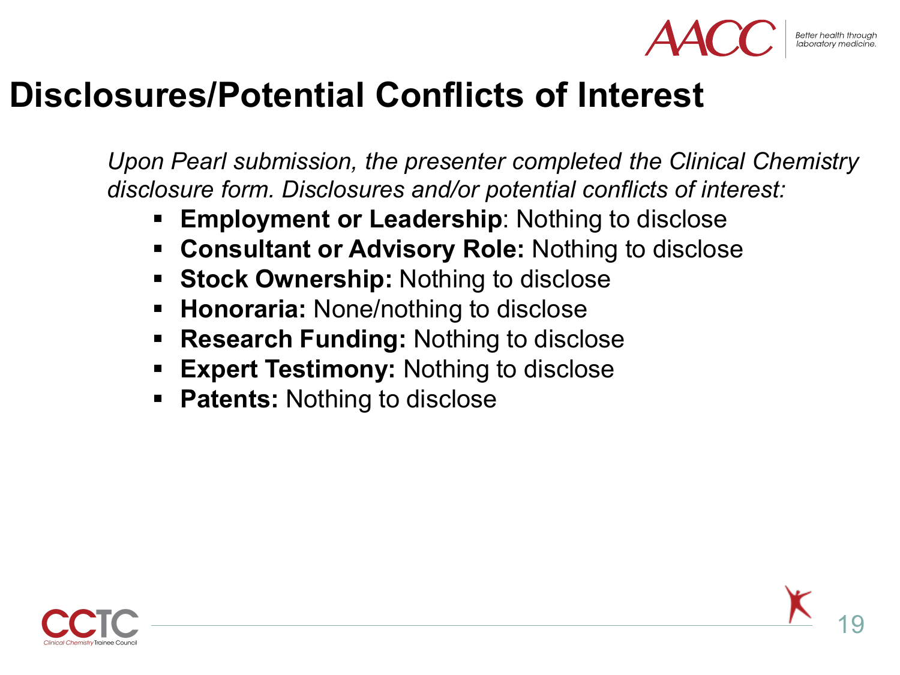# Disclosures/Potential Conflicts of Interest

*Upon Pearl submission, the presenter completed the Clinical Chemistry disclosure form. Disclosures and/or potential conflicts of interest:*

- **Employment or Leadership**: Nothing to disclose
- **Consultant or Advisory Role:** Nothing to disclose
- **Stock Ownership:** Nothing to disclose
- **Honoraria:** None/nothing to disclose
- **Research Funding:** Nothing to disclose
- **Expert Testimony:** Nothing to disclose
- **Patents:** Nothing to disclose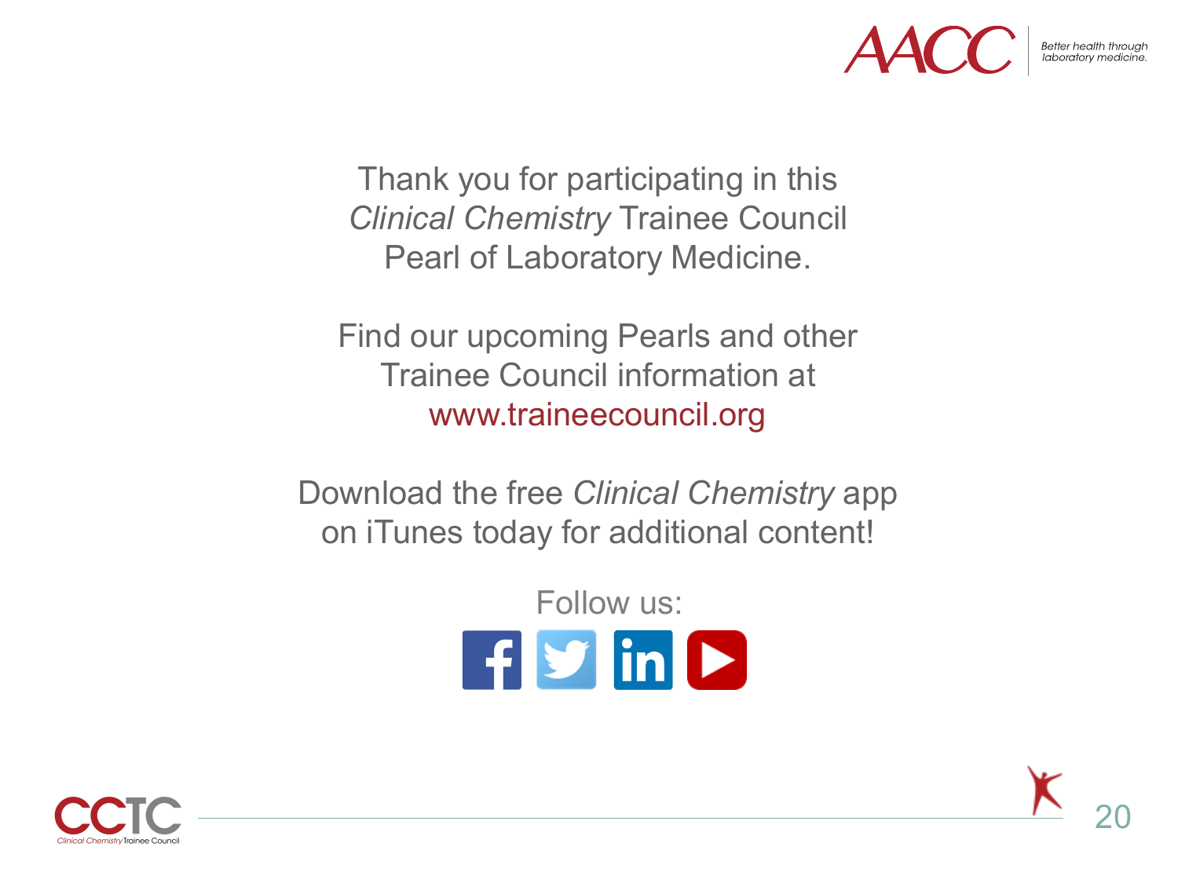Thank you for participating in this *Clinical Chemistry* Trainee Council Pearl of Laboratory Medicine.

Find our upcoming Pearls and other Trainee Council information at www.traineecouncil.org

Download the free *Clinical Chemistry* app on iTunes today for additional content!

Follow us: